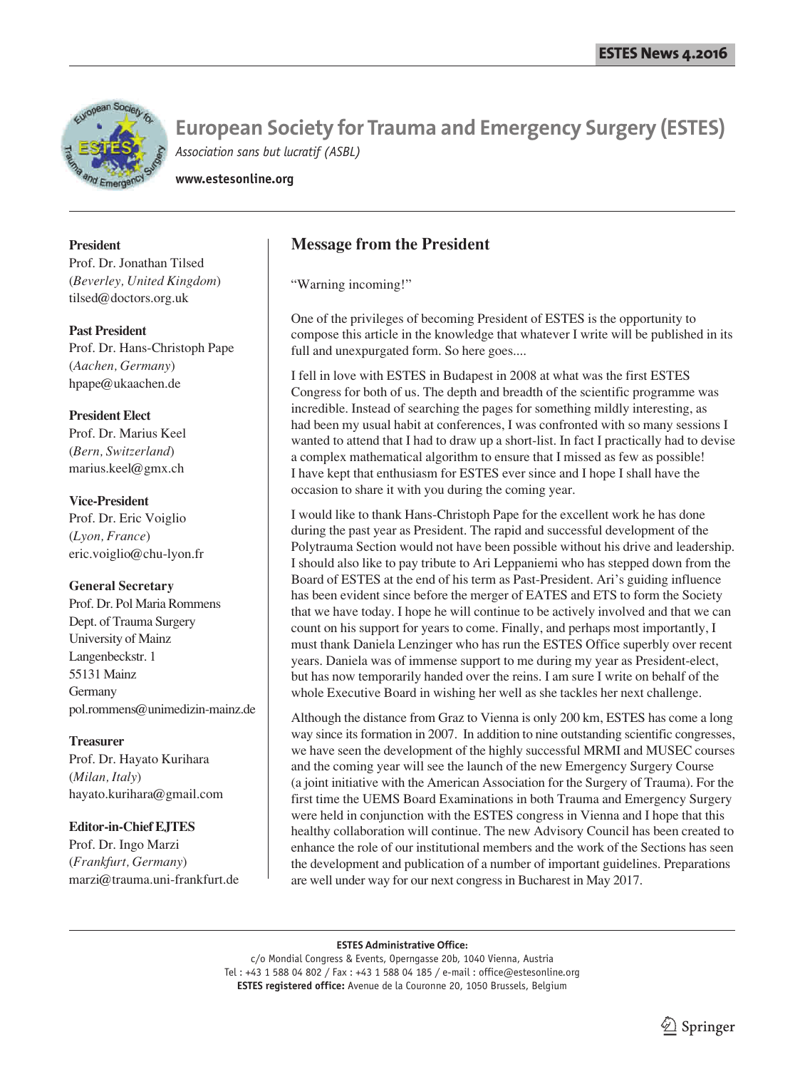# European Society for Trauma and Emergency Surgery (ESTES)

*Association sans but lucratif (ASBL)*

**www.estesonline.org**

**President**
Prof. Dr. Jonathan Tilsed
(*Beverley, United Kingdom*)
tilsed@doctors.org.uk

**Past President**
Prof. Dr. Hans-Christoph Pape
(*Aachen, Germany*)
hpape@ukaachen.de

**President Elect**
Prof. Dr. Marius Keel
(*Bern, Switzerland*)
marius.keel@gmx.ch

**Vice-President**
Prof. Dr. Eric Voiglio
(*Lyon, France*)
eric.voiglio@chu-lyon.fr

**General Secretary**
Prof. Dr. Pol Maria Rommens
Dept. of Trauma Surgery
University of Mainz
Langenbeckstr. 1
55131 Mainz
Germany
pol.rommens@unimedizin-mainz.de

**Treasurer**
Prof. Dr. Hayato Kurihara
(*Milan, Italy*)
hayato.kurihara@gmail.com

**Editor-in-Chief EJTES**
Prof. Dr. Ingo Marzi
(*Frankfurt, Germany*)
marzi@trauma.uni-frankfurt.de

## Message from the President

"Warning incoming!"

One of the privileges of becoming President of ESTES is the opportunity to compose this article in the knowledge that whatever I write will be published in its full and unexpurgated form. So here goes....

I fell in love with ESTES in Budapest in 2008 at what was the first ESTES Congress for both of us. The depth and breadth of the scientific programme was incredible. Instead of searching the pages for something mildly interesting, as had been my usual habit at conferences, I was confronted with so many sessions I wanted to attend that I had to draw up a short-list. In fact I practically had to devise a complex mathematical algorithm to ensure that I missed as few as possible! I have kept that enthusiasm for ESTES ever since and I hope I shall have the occasion to share it with you during the coming year.

I would like to thank Hans-Christoph Pape for the excellent work he has done during the past year as President. The rapid and successful development of the Polytrauma Section would not have been possible without his drive and leadership. I should also like to pay tribute to Ari Leppaniemi who has stepped down from the Board of ESTES at the end of his term as Past-President. Ari's guiding influence has been evident since before the merger of EATES and ETS to form the Society that we have today. I hope he will continue to be actively involved and that we can count on his support for years to come. Finally, and perhaps most importantly, I must thank Daniela Lenzinger who has run the ESTES Office superbly over recent years. Daniela was of immense support to me during my year as President-elect, but has now temporarily handed over the reins. I am sure I write on behalf of the whole Executive Board in wishing her well as she tackles her next challenge.

Although the distance from Graz to Vienna is only 200 km, ESTES has come a long way since its formation in 2007. In addition to nine outstanding scientific congresses, we have seen the development of the highly successful MRMI and MUSEC courses and the coming year will see the launch of the new Emergency Surgery Course (a joint initiative with the American Association for the Surgery of Trauma). For the first time the UEMS Board Examinations in both Trauma and Emergency Surgery were held in conjunction with the ESTES congress in Vienna and I hope that this healthy collaboration will continue. The new Advisory Council has been created to enhance the role of our institutional members and the work of the Sections has seen the development and publication of a number of important guidelines. Preparations are well under way for our next congress in Bucharest in May 2017.

**ESTES Administrative Office:**
c/o Mondial Congress & Events, Operngasse 20b, 1040 Vienna, Austria
Tel : +43 1 588 04 802 / Fax : +43 1 588 04 185 / e-mail : office@estesonline.org
**ESTES registered office:** Avenue de la Couronne 20, 1050 Brussels, Belgium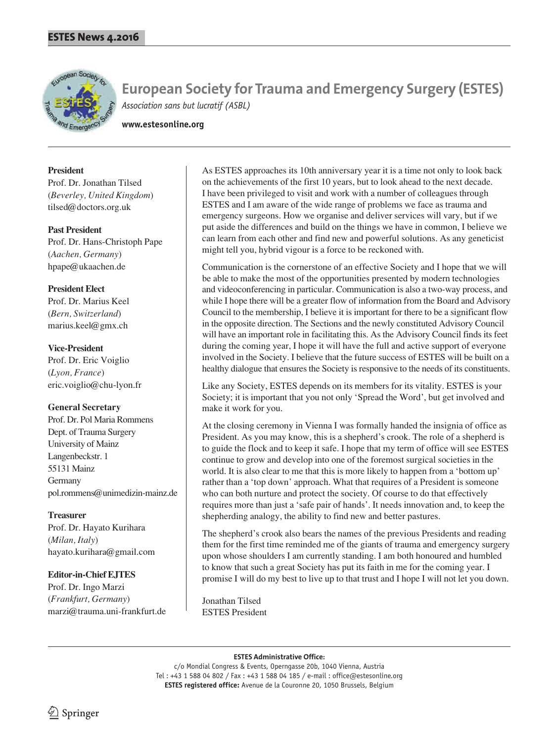# European Society for Trauma and Emergency Surgery (ESTES)

*Association sans but lucratif (ASBL)*

**www.estesonline.org**

**President**
Prof. Dr. Jonathan Tilsed
(*Beverley, United Kingdom*)
tilsed@doctors.org.uk

**Past President**
Prof. Dr. Hans-Christoph Pape
(*Aachen, Germany*)
hpape@ukaachen.de

**President Elect**
Prof. Dr. Marius Keel
(*Bern, Switzerland*)
marius.keel@gmx.ch

**Vice-President**
Prof. Dr. Eric Voiglio
(*Lyon, France*)
eric.voiglio@chu-lyon.fr

**General Secretary**
Prof. Dr. Pol Maria Rommens
Dept. of Trauma Surgery
University of Mainz
Langenbeckstr. 1
55131 Mainz
Germany
pol.rommens@unimedizin-mainz.de

**Treasurer**
Prof. Dr. Hayato Kurihara
(*Milan, Italy*)
hayato.kurihara@gmail.com

**Editor-in-Chief EJTES**
Prof. Dr. Ingo Marzi
(*Frankfurt, Germany*)
marzi@trauma.uni-frankfurt.de

As ESTES approaches its 10th anniversary year it is a time not only to look back on the achievements of the first 10 years, but to look ahead to the next decade. I have been privileged to visit and work with a number of colleagues through ESTES and I am aware of the wide range of problems we face as trauma and emergency surgeons. How we organise and deliver services will vary, but if we put aside the differences and build on the things we have in common, I believe we can learn from each other and find new and powerful solutions. As any geneticist might tell you, hybrid vigour is a force to be reckoned with.

Communication is the cornerstone of an effective Society and I hope that we will be able to make the most of the opportunities presented by modern technologies and videoconferencing in particular. Communication is also a two-way process, and while I hope there will be a greater flow of information from the Board and Advisory Council to the membership, I believe it is important for there to be a significant flow in the opposite direction. The Sections and the newly constituted Advisory Council will have an important role in facilitating this. As the Advisory Council finds its feet during the coming year, I hope it will have the full and active support of everyone involved in the Society. I believe that the future success of ESTES will be built on a healthy dialogue that ensures the Society is responsive to the needs of its constituents.

Like any Society, ESTES depends on its members for its vitality. ESTES is your Society; it is important that you not only 'Spread the Word', but get involved and make it work for you.

At the closing ceremony in Vienna I was formally handed the insignia of office as President. As you may know, this is a shepherd's crook. The role of a shepherd is to guide the flock and to keep it safe. I hope that my term of office will see ESTES continue to grow and develop into one of the foremost surgical societies in the world. It is also clear to me that this is more likely to happen from a 'bottom up' rather than a 'top down' approach. What that requires of a President is someone who can both nurture and protect the society. Of course to do that effectively requires more than just a 'safe pair of hands'. It needs innovation and, to keep the shepherding analogy, the ability to find new and better pastures.

The shepherd's crook also bears the names of the previous Presidents and reading them for the first time reminded me of the giants of trauma and emergency surgery upon whose shoulders I am currently standing. I am both honoured and humbled to know that such a great Society has put its faith in me for the coming year. I promise I will do my best to live up to that trust and I hope I will not let you down.

Jonathan Tilsed
ESTES President

**ESTES Administrative Office:**
c/o Mondial Congress & Events, Operngasse 20b, 1040 Vienna, Austria
Tel : +43 1 588 04 802 / Fax : +43 1 588 04 185 / e-mail : office@estesonline.org
**ESTES registered office:** Avenue de la Couronne 20, 1050 Brussels, Belgium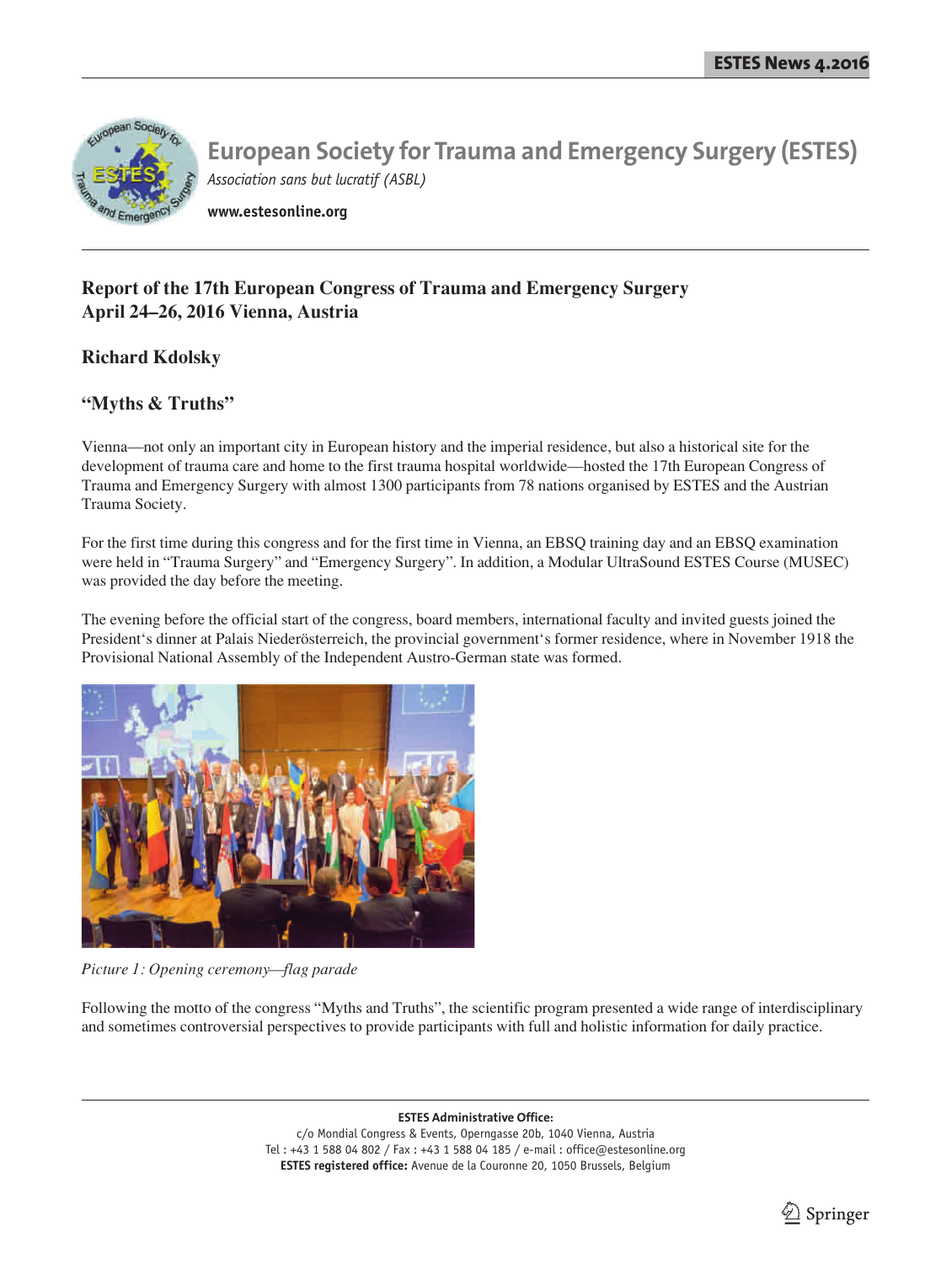# European Society for Trauma and Emergency Surgery (ESTES)

*Association sans but lucratif (ASBL)*

**www.estesonline.org**

## Report of the 17th European Congress of Trauma and Emergency Surgery April 24–26, 2016 Vienna, Austria

### Richard Kdolsky

### "Myths & Truths"

Vienna—not only an important city in European history and the imperial residence, but also a historical site for the development of trauma care and home to the first trauma hospital worldwide—hosted the 17th European Congress of Trauma and Emergency Surgery with almost 1300 participants from 78 nations organised by ESTES and the Austrian Trauma Society.

For the first time during this congress and for the first time in Vienna, an EBSQ training day and an EBSQ examination were held in "Trauma Surgery" and "Emergency Surgery". In addition, a Modular UltraSound ESTES Course (MUSEC) was provided the day before the meeting.

The evening before the official start of the congress, board members, international faculty and invited guests joined the President's dinner at Palais Niederösterreich, the provincial government's former residence, where in November 1918 the Provisional National Assembly of the Independent Austro-German state was formed.

*Picture 1: Opening ceremony—flag parade*

Following the motto of the congress "Myths and Truths", the scientific program presented a wide range of interdisciplinary and sometimes controversial perspectives to provide participants with full and holistic information for daily practice.

**ESTES Administrative Office:**
c/o Mondial Congress & Events, Operngasse 20b, 1040 Vienna, Austria
Tel : +43 1 588 04 802 / Fax : +43 1 588 04 185 / e-mail : office@estesonline.org
**ESTES registered office:** Avenue de la Couronne 20, 1050 Brussels, Belgium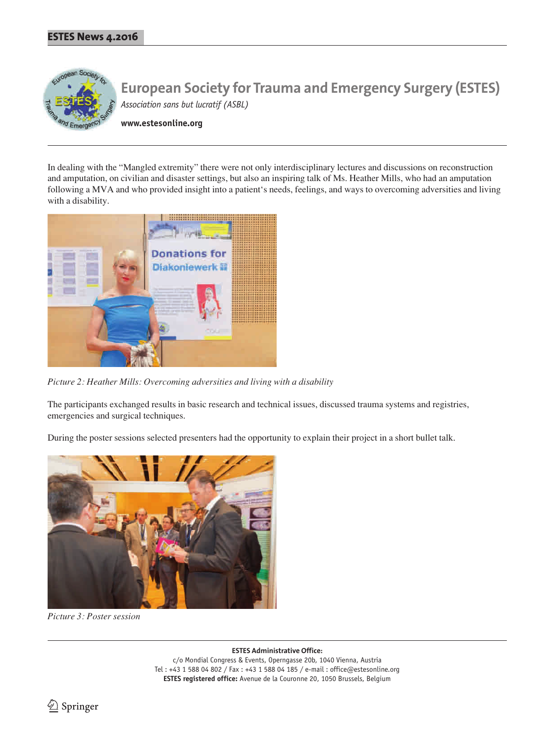# European Society for Trauma and Emergency Surgery (ESTES)

*Association sans but lucratif (ASBL)*

**www.estesonline.org**

In dealing with the "Mangled extremity" there were not only interdisciplinary lectures and discussions on reconstruction and amputation, on civilian and disaster settings, but also an inspiring talk of Ms. Heather Mills, who had an amputation following a MVA and who provided insight into a patient's needs, feelings, and ways to overcoming adversities and living with a disability.

*Picture 2: Heather Mills: Overcoming adversities and living with a disability*

The participants exchanged results in basic research and technical issues, discussed trauma systems and registries, emergencies and surgical techniques.

During the poster sessions selected presenters had the opportunity to explain their project in a short bullet talk.

*Picture 3: Poster session*

**ESTES Administrative Office:**
c/o Mondial Congress & Events, Operngasse 20b, 1040 Vienna, Austria
Tel : +43 1 588 04 802 / Fax : +43 1 588 04 185 / e-mail : office@estesonline.org
**ESTES registered office:** Avenue de la Couronne 20, 1050 Brussels, Belgium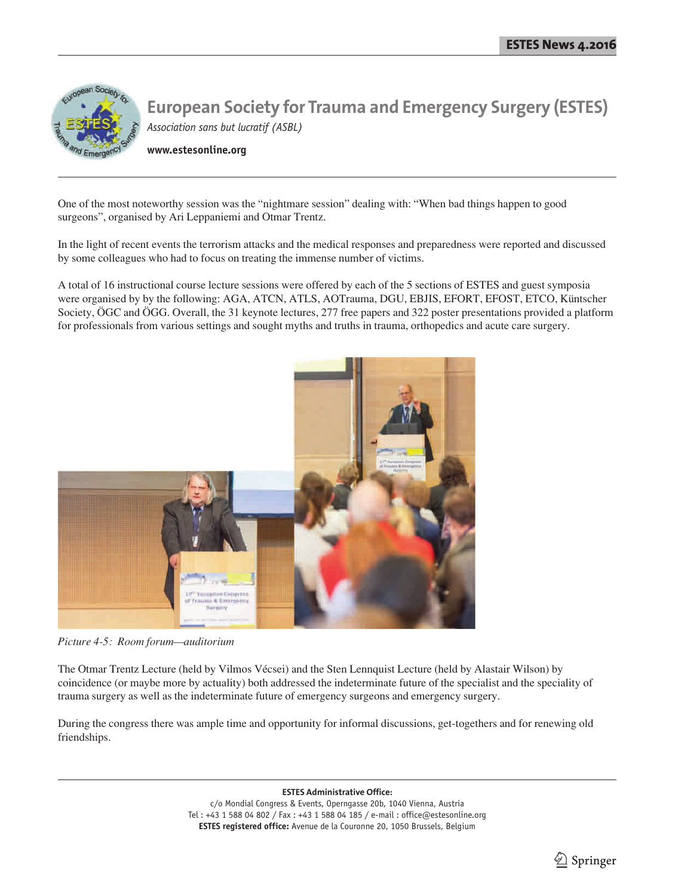One of the most noteworthy session was the “nightmare session” dealing with: “When bad things happen to good surgeons”, organised by Ari Leppaniemi and Otmar Trentz.

In the light of recent events the terrorism attacks and the medical responses and preparedness were reported and discussed by some colleagues who had to focus on treating the immense number of victims.

A total of 16 instructional course lecture sessions were offered by each of the 5 sections of ESTES and guest symposia were organised by by the following: AGA, ATCN, ATLS, AOTrauma, DGU, EBJIS, EFORT, EFOST, ETCO, Küntscher Society, ÖGC and ÖGG. Overall, the 31 keynote lectures, 277 free papers and 322 poster presentations provided a platform for professionals from various settings and sought myths and truths in trauma, orthopedics and acute care surgery.

*Picture 4-5: Room forum—auditorium*

The Otmar Trentz Lecture (held by Vilmos Vécsei) and the Sten Lennquist Lecture (held by Alastair Wilson) by coincidence (or maybe more by actuality) both addressed the indeterminate future of the specialist and the speciality of trauma surgery as well as the indeterminate future of emergency surgeons and emergency surgery.

During the congress there was ample time and opportunity for informal discussions, get-togethers and for renewing old friendships.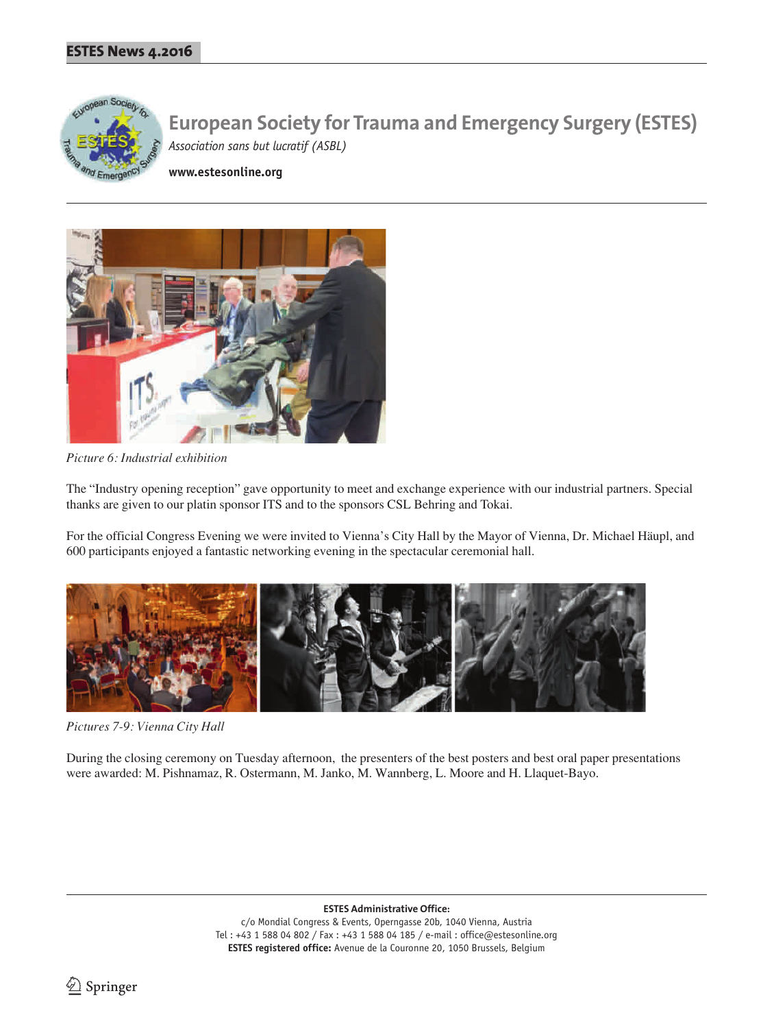# European Society for Trauma and Emergency Surgery (ESTES)

*Association sans but lucratif (ASBL)*

**www.estesonline.org**

*Picture 6: Industrial exhibition*

The "Industry opening reception" gave opportunity to meet and exchange experience with our industrial partners. Special thanks are given to our platin sponsor ITS and to the sponsors CSL Behring and Tokai.

For the official Congress Evening we were invited to Vienna's City Hall by the Mayor of Vienna, Dr. Michael Häupl, and 600 participants enjoyed a fantastic networking evening in the spectacular ceremonial hall.

*Pictures 7-9: Vienna City Hall*

During the closing ceremony on Tuesday afternoon, the presenters of the best posters and best oral paper presentations were awarded: M. Pishnamaz, R. Ostermann, M. Janko, M. Wannberg, L. Moore and H. Llaquet-Bayo.

**ESTES Administrative Office:**
c/o Mondial Congress & Events, Operngasse 20b, 1040 Vienna, Austria
Tel : +43 1 588 04 802 / Fax : +43 1 588 04 185 / e-mail : office@estesonline.org
**ESTES registered office:** Avenue de la Couronne 20, 1050 Brussels, Belgium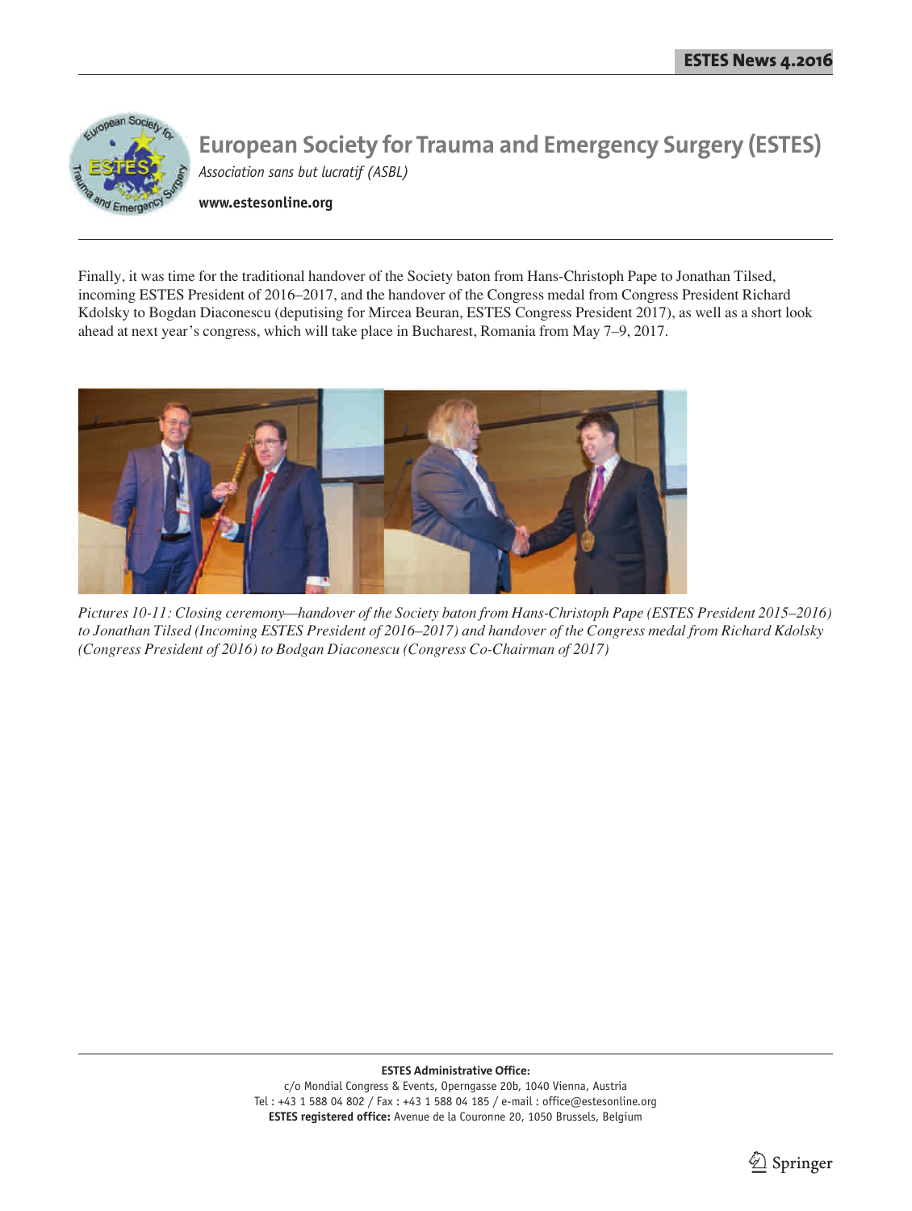# European Society for Trauma and Emergency Surgery (ESTES)

*Association sans but lucratif (ASBL)*

**www.estesonline.org**

Finally, it was time for the traditional handover of the Society baton from Hans-Christoph Pape to Jonathan Tilsed, incoming ESTES President of 2016–2017, and the handover of the Congress medal from Congress President Richard Kdolsky to Bogdan Diaconescu (deputising for Mircea Beuran, ESTES Congress President 2017), as well as a short look ahead at next year's congress, which will take place in Bucharest, Romania from May 7–9, 2017.

*Pictures 10-11: Closing ceremony—handover of the Society baton from Hans-Christoph Pape (ESTES President 2015–2016) to Jonathan Tilsed (Incoming ESTES President of 2016–2017) and handover of the Congress medal from Richard Kdolsky (Congress President of 2016) to Bogdan Diaconescu (Congress Co-Chairman of 2017)*

**ESTES Administrative Office:**
c/o Mondial Congress & Events, Operngasse 20b, 1040 Vienna, Austria
Tel : +43 1 588 04 802 / Fax : +43 1 588 04 185 / e-mail : office@estesonline.org
**ESTES registered office:** Avenue de la Couronne 20, 1050 Brussels, Belgium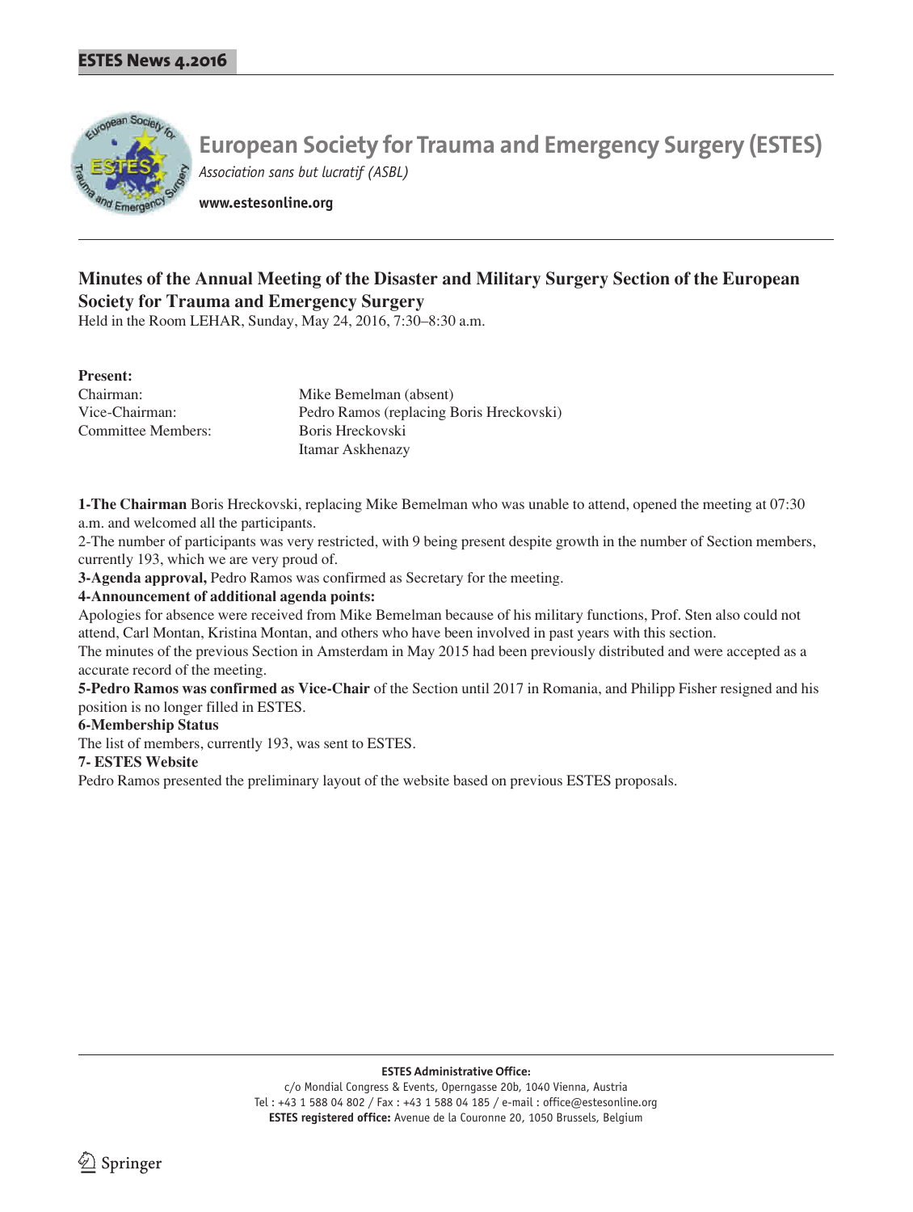# European Society for Trauma and Emergency Surgery (ESTES)

*Association sans but lucratif (ASBL)*

**www.estesonline.org**

## Minutes of the Annual Meeting of the Disaster and Military Surgery Section of the European Society for Trauma and Emergency Surgery

Held in the Room LEHAR, Sunday, May 24, 2016, 7:30–8:30 a.m.

**Present:**

| | |
|---|---|
| Chairman: | Mike Bemelman (absent) |
| Vice-Chairman: | Pedro Ramos (replacing Boris Hreckovski) |
| Committee Members: | Boris Hreckovski |
| | Itamar Askhenazy |

**1-The Chairman** Boris Hreckovski, replacing Mike Bemelman who was unable to attend, opened the meeting at 07:30 a.m. and welcomed all the participants.

2-The number of participants was very restricted, with 9 being present despite growth in the number of Section members, currently 193, which we are very proud of.

**3-Agenda approval,** Pedro Ramos was confirmed as Secretary for the meeting.

**4-Announcement of additional agenda points:**

Apologies for absence were received from Mike Bemelman because of his military functions, Prof. Sten also could not attend, Carl Montan, Kristina Montan, and others who have been involved in past years with this section.

The minutes of the previous Section in Amsterdam in May 2015 had been previously distributed and were accepted as a accurate record of the meeting.

**5-Pedro Ramos was confirmed as Vice-Chair** of the Section until 2017 in Romania, and Philipp Fisher resigned and his position is no longer filled in ESTES.

**6-Membership Status**

The list of members, currently 193, was sent to ESTES.

**7- ESTES Website**

Pedro Ramos presented the preliminary layout of the website based on previous ESTES proposals.

**ESTES Administrative Office:**
c/o Mondial Congress & Events, Operngasse 20b, 1040 Vienna, Austria
Tel : +43 1 588 04 802 / Fax : +43 1 588 04 185 / e-mail : office@estesonline.org
**ESTES registered office:** Avenue de la Couronne 20, 1050 Brussels, Belgium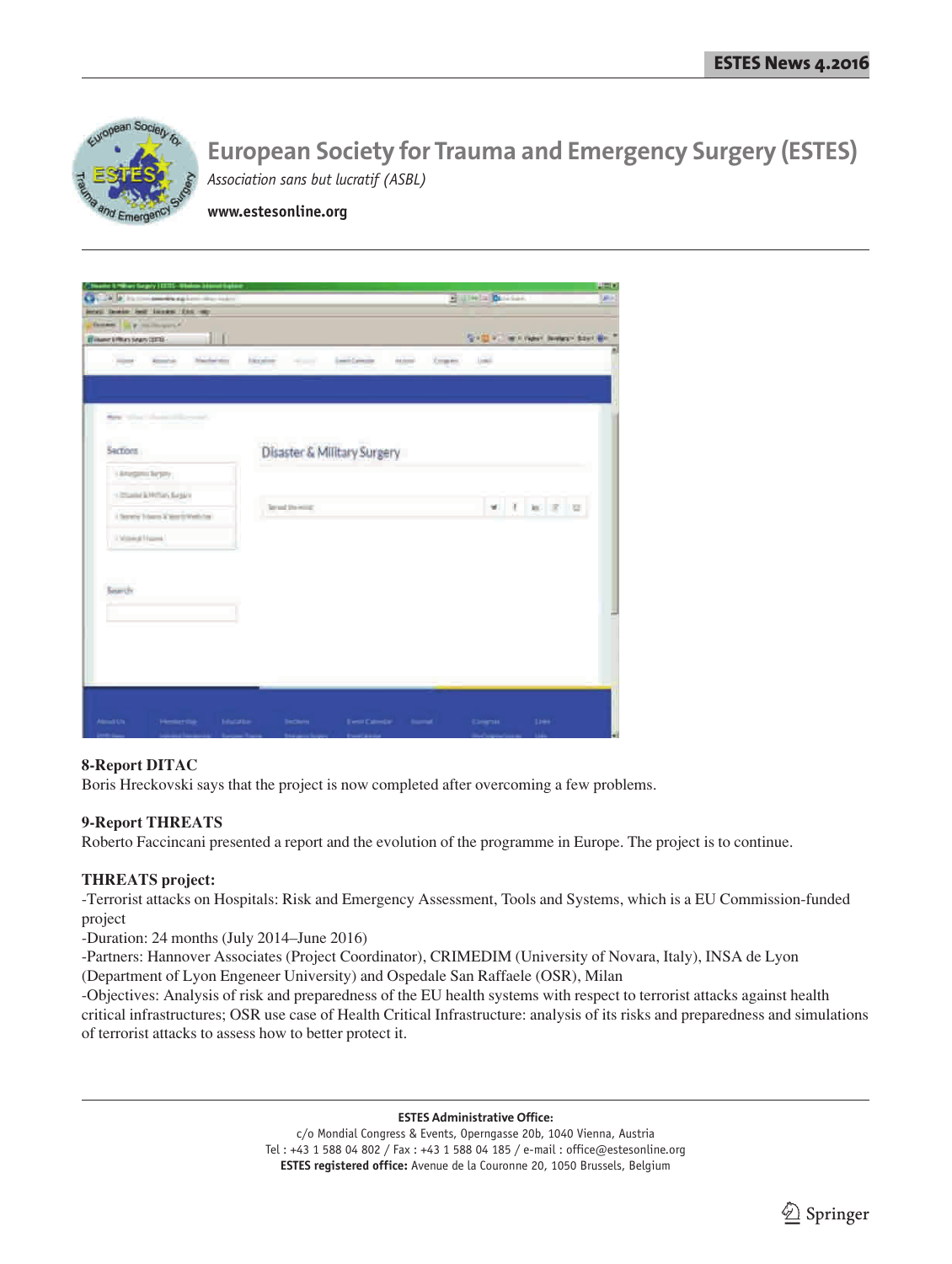# European Society for Trauma and Emergency Surgery (ESTES)

*Association sans but lucratif (ASBL)*

**www.estesonline.org**

**8-Report DITAC**

Boris Hreckovski says that the project is now completed after overcoming a few problems.

**9-Report THREATS**

Roberto Faccincani presented a report and the evolution of the programme in Europe. The project is to continue.

**THREATS project:**

-Terrorist attacks on Hospitals: Risk and Emergency Assessment, Tools and Systems, which is a EU Commission-funded project

-Duration: 24 months (July 2014–June 2016)

-Partners: Hannover Associates (Project Coordinator), CRIMEDIM (University of Novara, Italy), INSA de Lyon (Department of Lyon Engeneer University) and Ospedale San Raffaele (OSR), Milan

-Objectives: Analysis of risk and preparedness of the EU health systems with respect to terrorist attacks against health critical infrastructures; OSR use case of Health Critical Infrastructure: analysis of its risks and preparedness and simulations of terrorist attacks to assess how to better protect it.

**ESTES Administrative Office:**
c/o Mondial Congress & Events, Operngasse 20b, 1040 Vienna, Austria
Tel : +43 1 588 04 802 / Fax : +43 1 588 04 185 / e-mail : office@estesonline.org
**ESTES registered office:** Avenue de la Couronne 20, 1050 Brussels, Belgium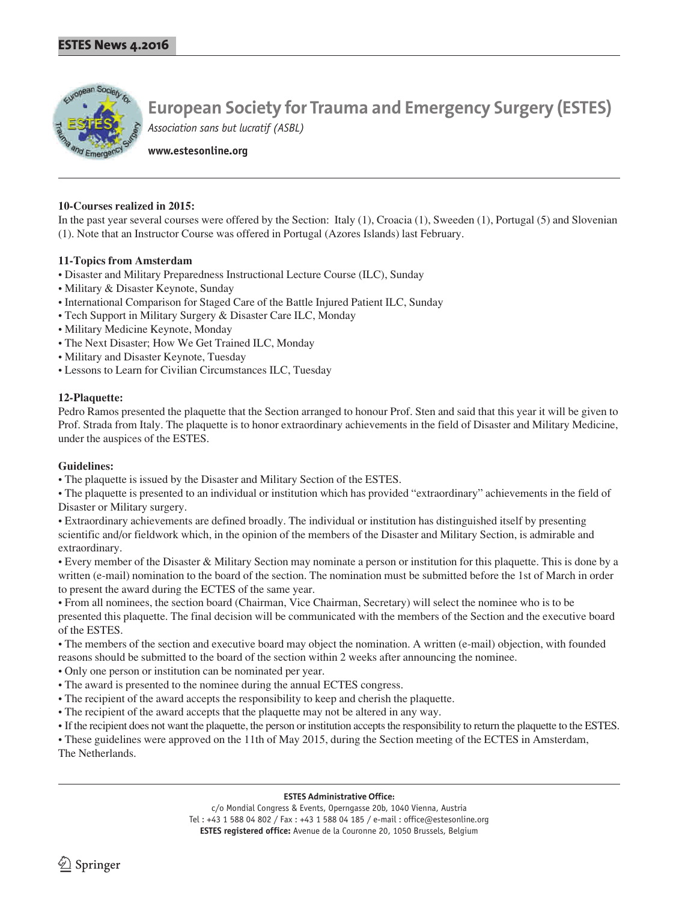# European Society for Trauma and Emergency Surgery (ESTES)

*Association sans but lucratif (ASBL)*

**www.estesonline.org**

**10-Courses realized in 2015:**

In the past year several courses were offered by the Section: Italy (1), Croacia (1), Sweeden (1), Portugal (5) and Slovenian (1). Note that an Instructor Course was offered in Portugal (Azores Islands) last February.

**11-Topics from Amsterdam**

- Disaster and Military Preparedness Instructional Lecture Course (ILC), Sunday
- Military & Disaster Keynote, Sunday
- International Comparison for Staged Care of the Battle Injured Patient ILC, Sunday
- Tech Support in Military Surgery & Disaster Care ILC, Monday
- Military Medicine Keynote, Monday
- The Next Disaster; How We Get Trained ILC, Monday
- Military and Disaster Keynote, Tuesday
- Lessons to Learn for Civilian Circumstances ILC, Tuesday

**12-Plaquette:**

Pedro Ramos presented the plaquette that the Section arranged to honour Prof. Sten and said that this year it will be given to Prof. Strada from Italy. The plaquette is to honor extraordinary achievements in the field of Disaster and Military Medicine, under the auspices of the ESTES.

**Guidelines:**

- The plaquette is issued by the Disaster and Military Section of the ESTES.
- The plaquette is presented to an individual or institution which has provided "extraordinary" achievements in the field of Disaster or Military surgery.
- Extraordinary achievements are defined broadly. The individual or institution has distinguished itself by presenting scientific and/or fieldwork which, in the opinion of the members of the Disaster and Military Section, is admirable and extraordinary.
- Every member of the Disaster & Military Section may nominate a person or institution for this plaquette. This is done by a written (e-mail) nomination to the board of the section. The nomination must be submitted before the 1st of March in order to present the award during the ECTES of the same year.
- From all nominees, the section board (Chairman, Vice Chairman, Secretary) will select the nominee who is to be presented this plaquette. The final decision will be communicated with the members of the Section and the executive board of the ESTES.
- The members of the section and executive board may object the nomination. A written (e-mail) objection, with founded reasons should be submitted to the board of the section within 2 weeks after announcing the nominee.
- Only one person or institution can be nominated per year.
- The award is presented to the nominee during the annual ECTES congress.
- The recipient of the award accepts the responsibility to keep and cherish the plaquette.
- The recipient of the award accepts that the plaquette may not be altered in any way.
- If the recipient does not want the plaquette, the person or institution accepts the responsibility to return the plaquette to the ESTES.
- These guidelines were approved on the 11th of May 2015, during the Section meeting of the ECTES in Amsterdam, The Netherlands.

**ESTES Administrative Office:**
c/o Mondial Congress & Events, Operngasse 20b, 1040 Vienna, Austria
Tel : +43 1 588 04 802 / Fax : +43 1 588 04 185 / e-mail : office@estesonline.org
**ESTES registered office:** Avenue de la Couronne 20, 1050 Brussels, Belgium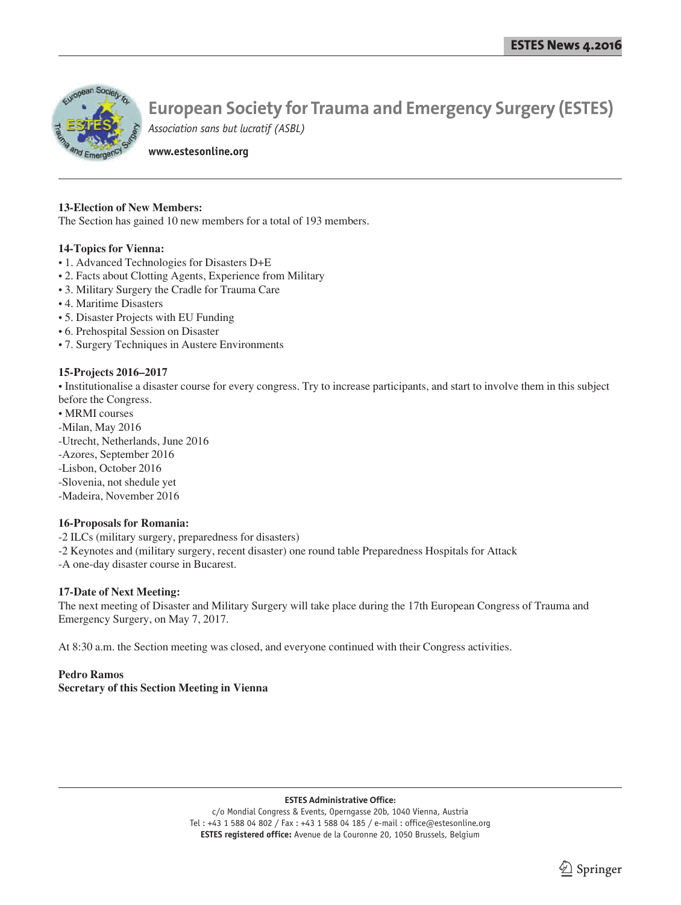**13-Election of New Members:**
The Section has gained 10 new members for a total of 193 members.

**14-Topics for Vienna:**
- 1. Advanced Technologies for Disasters D+E
- 2. Facts about Clotting Agents, Experience from Military
- 3. Military Surgery the Cradle for Trauma Care
- 4. Maritime Disasters
- 5. Disaster Projects with EU Funding
- 6. Prehospital Session on Disaster
- 7. Surgery Techniques in Austere Environments

**15-Projects 2016–2017**
- Institutionalise a disaster course for every congress. Try to increase participants, and start to involve them in this subject before the Congress.
- MRMI courses

-Milan, May 2016
-Utrecht, Netherlands, June 2016
-Azores, September 2016
-Lisbon, October 2016
-Slovenia, not shedule yet
-Madeira, November 2016

**16-Proposals for Romania:**
-2 ILCs (military surgery, preparedness for disasters)
-2 Keynotes and (military surgery, recent disaster) one round table Preparedness Hospitals for Attack
-A one-day disaster course in Bucarest.

**17-Date of Next Meeting:**
The next meeting of Disaster and Military Surgery will take place during the 17th European Congress of Trauma and Emergency Surgery, on May 7, 2017.

At 8:30 a.m. the Section meeting was closed, and everyone continued with their Congress activities.

**Pedro Ramos**
**Secretary of this Section Meeting in Vienna**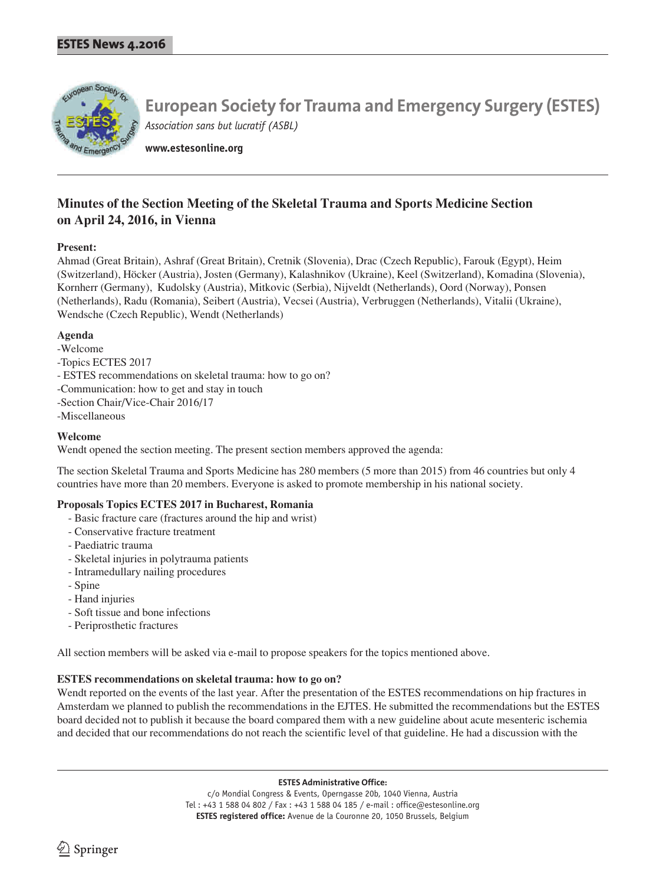# European Society for Trauma and Emergency Surgery (ESTES)

*Association sans but lucratif (ASBL)*

**www.estesonline.org**

## Minutes of the Section Meeting of the Skeletal Trauma and Sports Medicine Section on April 24, 2016, in Vienna

**Present:**

Ahmad (Great Britain), Ashraf (Great Britain), Cretnik (Slovenia), Drac (Czech Republic), Farouk (Egypt), Heim (Switzerland), Höcker (Austria), Josten (Germany), Kalashnikov (Ukraine), Keel (Switzerland), Komadina (Slovenia), Kornherr (Germany), Kudolsky (Austria), Mitkovic (Serbia), Nijveldt (Netherlands), Oord (Norway), Ponsen (Netherlands), Radu (Romania), Seibert (Austria), Vecsei (Austria), Verbruggen (Netherlands), Vitalii (Ukraine), Wendsche (Czech Republic), Wendt (Netherlands)

**Agenda**

-Welcome
-Topics ECTES 2017
- ESTES recommendations on skeletal trauma: how to go on?
-Communication: how to get and stay in touch
-Section Chair/Vice-Chair 2016/17
-Miscellaneous

**Welcome**

Wendt opened the section meeting. The present section members approved the agenda:

The section Skeletal Trauma and Sports Medicine has 280 members (5 more than 2015) from 46 countries but only 4 countries have more than 20 members. Everyone is asked to promote membership in his national society.

**Proposals Topics ECTES 2017 in Bucharest, Romania**

- Basic fracture care (fractures around the hip and wrist)
- Conservative fracture treatment
- Paediatric trauma
- Skeletal injuries in polytrauma patients
- Intramedullary nailing procedures
- Spine
- Hand injuries
- Soft tissue and bone infections
- Periprosthetic fractures

All section members will be asked via e-mail to propose speakers for the topics mentioned above.

**ESTES recommendations on skeletal trauma: how to go on?**

Wendt reported on the events of the last year. After the presentation of the ESTES recommendations on hip fractures in Amsterdam we planned to publish the recommendations in the EJTES. He submitted the recommendations but the ESTES board decided not to publish it because the board compared them with a new guideline about acute mesenteric ischemia and decided that our recommendations do not reach the scientific level of that guideline. He had a discussion with the

**ESTES Administrative Office:**
c/o Mondial Congress & Events, Operngasse 20b, 1040 Vienna, Austria
Tel : +43 1 588 04 802 / Fax : +43 1 588 04 185 / e-mail : office@estesonline.org
**ESTES registered office:** Avenue de la Couronne 20, 1050 Brussels, Belgium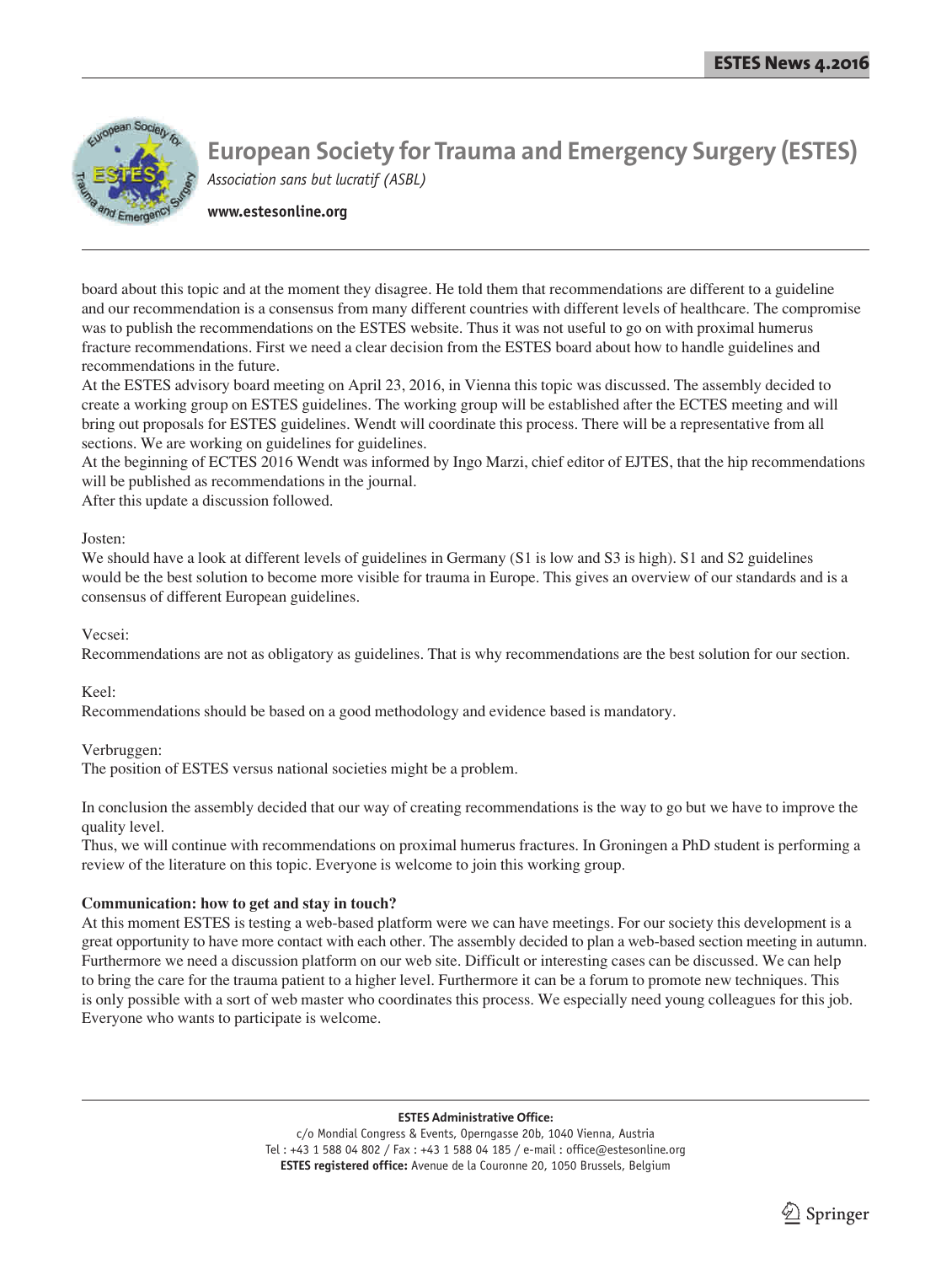board about this topic and at the moment they disagree. He told them that recommendations are different to a guideline and our recommendation is a consensus from many different countries with different levels of healthcare. The compromise was to publish the recommendations on the ESTES website. Thus it was not useful to go on with proximal humerus fracture recommendations. First we need a clear decision from the ESTES board about how to handle guidelines and recommendations in the future.

At the ESTES advisory board meeting on April 23, 2016, in Vienna this topic was discussed. The assembly decided to create a working group on ESTES guidelines. The working group will be established after the ECTES meeting and will bring out proposals for ESTES guidelines. Wendt will coordinate this process. There will be a representative from all sections. We are working on guidelines for guidelines.

At the beginning of ECTES 2016 Wendt was informed by Ingo Marzi, chief editor of EJTES, that the hip recommendations will be published as recommendations in the journal.

After this update a discussion followed.

Josten:
We should have a look at different levels of guidelines in Germany (S1 is low and S3 is high). S1 and S2 guidelines would be the best solution to become more visible for trauma in Europe. This gives an overview of our standards and is a consensus of different European guidelines.

Vecsei:
Recommendations are not as obligatory as guidelines. That is why recommendations are the best solution for our section.

Keel:
Recommendations should be based on a good methodology and evidence based is mandatory.

Verbruggen:
The position of ESTES versus national societies might be a problem.

In conclusion the assembly decided that our way of creating recommendations is the way to go but we have to improve the quality level.

Thus, we will continue with recommendations on proximal humerus fractures. In Groningen a PhD student is performing a review of the literature on this topic. Everyone is welcome to join this working group.

**Communication: how to get and stay in touch?**

At this moment ESTES is testing a web-based platform were we can have meetings. For our society this development is a great opportunity to have more contact with each other. The assembly decided to plan a web-based section meeting in autumn. Furthermore we need a discussion platform on our web site. Difficult or interesting cases can be discussed. We can help to bring the care for the trauma patient to a higher level. Furthermore it can be a forum to promote new techniques. This is only possible with a sort of web master who coordinates this process. We especially need young colleagues for this job. Everyone who wants to participate is welcome.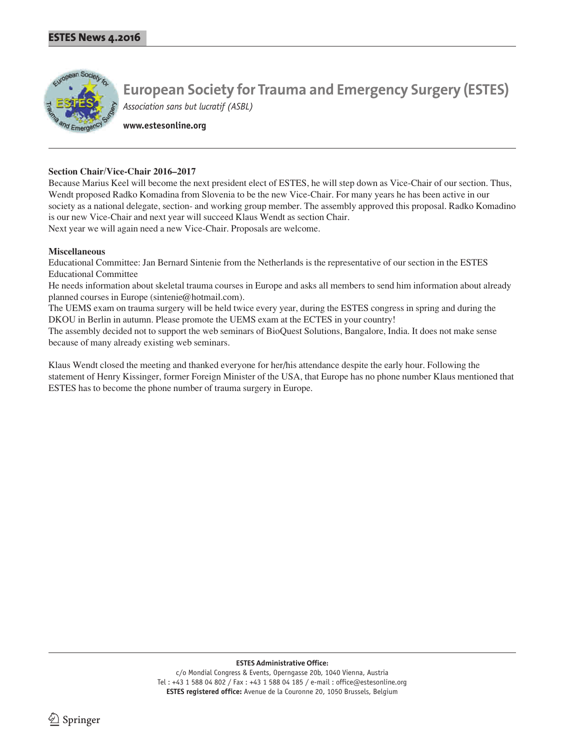# European Society for Trauma and Emergency Surgery (ESTES)

*Association sans but lucratif (ASBL)*

**www.estesonline.org**

**Section Chair/Vice-Chair 2016–2017**

Because Marius Keel will become the next president elect of ESTES, he will step down as Vice-Chair of our section. Thus, Wendt proposed Radko Komadina from Slovenia to be the new Vice-Chair. For many years he has been active in our society as a national delegate, section- and working group member. The assembly approved this proposal. Radko Komadino is our new Vice-Chair and next year will succeed Klaus Wendt as section Chair.

Next year we will again need a new Vice-Chair. Proposals are welcome.

**Miscellaneous**

Educational Committee: Jan Bernard Sintenie from the Netherlands is the representative of our section in the ESTES Educational Committee

He needs information about skeletal trauma courses in Europe and asks all members to send him information about already planned courses in Europe (sintenie@hotmail.com).

The UEMS exam on trauma surgery will be held twice every year, during the ESTES congress in spring and during the DKOU in Berlin in autumn. Please promote the UEMS exam at the ECTES in your country!

The assembly decided not to support the web seminars of BioQuest Solutions, Bangalore, India. It does not make sense because of many already existing web seminars.

Klaus Wendt closed the meeting and thanked everyone for her/his attendance despite the early hour. Following the statement of Henry Kissinger, former Foreign Minister of the USA, that Europe has no phone number Klaus mentioned that ESTES has to become the phone number of trauma surgery in Europe.

**ESTES Administrative Office:**
c/o Mondial Congress & Events, Operngasse 20b, 1040 Vienna, Austria
Tel : +43 1 588 04 802 / Fax : +43 1 588 04 185 / e-mail : office@estesonline.org
**ESTES registered office:** Avenue de la Couronne 20, 1050 Brussels, Belgium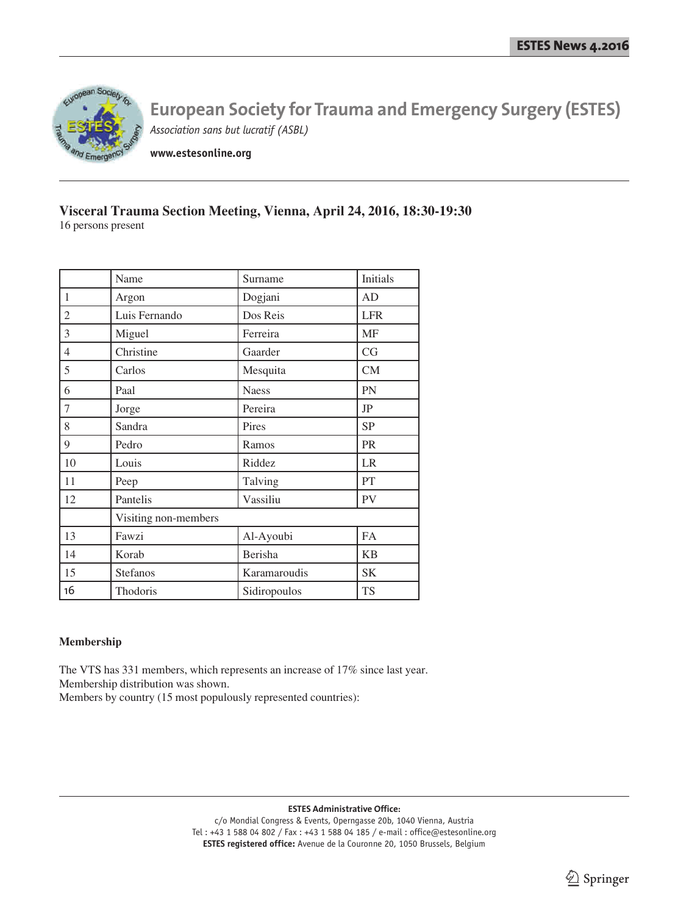# European Society for Trauma and Emergency Surgery (ESTES)

*Association sans but lucratif (ASBL)*

**www.estesonline.org**

## Visceral Trauma Section Meeting, Vienna, April 24, 2016, 18:30-19:30

16 persons present

| | Name | Surname | Initials |
|---|---|---|---|
| 1 | Argon | Dogjani | AD |
| 2 | Luis Fernando | Dos Reis | LFR |
| 3 | Miguel | Ferreira | MF |
| 4 | Christine | Gaarder | CG |
| 5 | Carlos | Mesquita | CM |
| 6 | Paal | Naess | PN |
| 7 | Jorge | Pereira | JP |
| 8 | Sandra | Pires | SP |
| 9 | Pedro | Ramos | PR |
| 10 | Louis | Riddez | LR |
| 11 | Peep | Talving | PT |
| 12 | Pantelis | Vassiliu | PV |
| | Visiting non-members | | |
| 13 | Fawzi | Al-Ayoubi | FA |
| 14 | Korab | Berisha | KB |
| 15 | Stefanos | Karamaroudis | SK |
| 16 | Thodoris | Sidiropoulos | TS |

### Membership

The VTS has 331 members, which represents an increase of 17% since last year.
Membership distribution was shown.
Members by country (15 most populously represented countries):

**ESTES Administrative Office:**
c/o Mondial Congress & Events, Operngasse 20b, 1040 Vienna, Austria
Tel : +43 1 588 04 802 / Fax : +43 1 588 04 185 / e-mail : office@estesonline.org
**ESTES registered office:** Avenue de la Couronne 20, 1050 Brussels, Belgium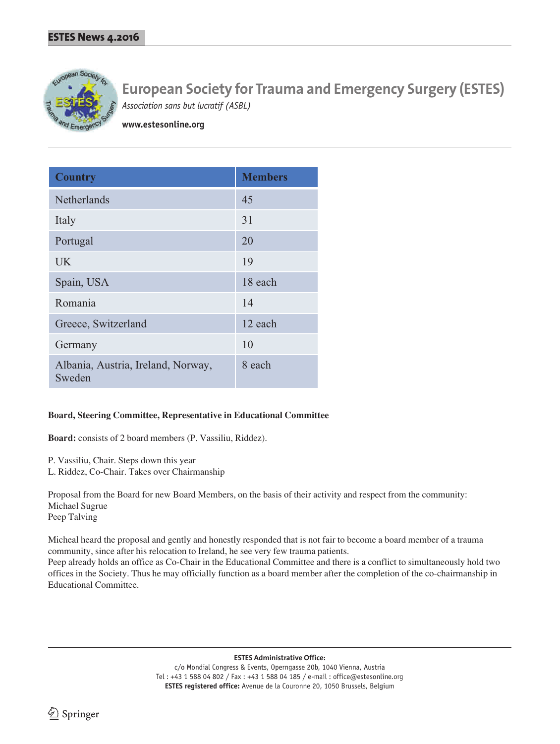# European Society for Trauma and Emergency Surgery (ESTES)

*Association sans but lucratif (ASBL)*

**www.estesonline.org**

| Country | Members |
|---|---|
| Netherlands | 45 |
| Italy | 31 |
| Portugal | 20 |
| UK | 19 |
| Spain, USA | 18 each |
| Romania | 14 |
| Greece, Switzerland | 12 each |
| Germany | 10 |
| Albania, Austria, Ireland, Norway, Sweden | 8 each |

**Board, Steering Committee, Representative in Educational Committee**

**Board:** consists of 2 board members (P. Vassiliu, Riddez).

P. Vassiliu, Chair. Steps down this year
L. Riddez, Co-Chair. Takes over Chairmanship

Proposal from the Board for new Board Members, on the basis of their activity and respect from the community:
Michael Sugrue
Peep Talving

Micheal heard the proposal and gently and honestly responded that is not fair to become a board member of a trauma community, since after his relocation to Ireland, he see very few trauma patients.
Peep already holds an office as Co-Chair in the Educational Committee and there is a conflict to simultaneously hold two offices in the Society. Thus he may officially function as a board member after the completion of the co-chairmanship in Educational Committee.

**ESTES Administrative Office:**
c/o Mondial Congress & Events, Operngasse 20b, 1040 Vienna, Austria
Tel : +43 1 588 04 802 / Fax : +43 1 588 04 185 / e-mail : office@estesonline.org
**ESTES registered office:** Avenue de la Couronne 20, 1050 Brussels, Belgium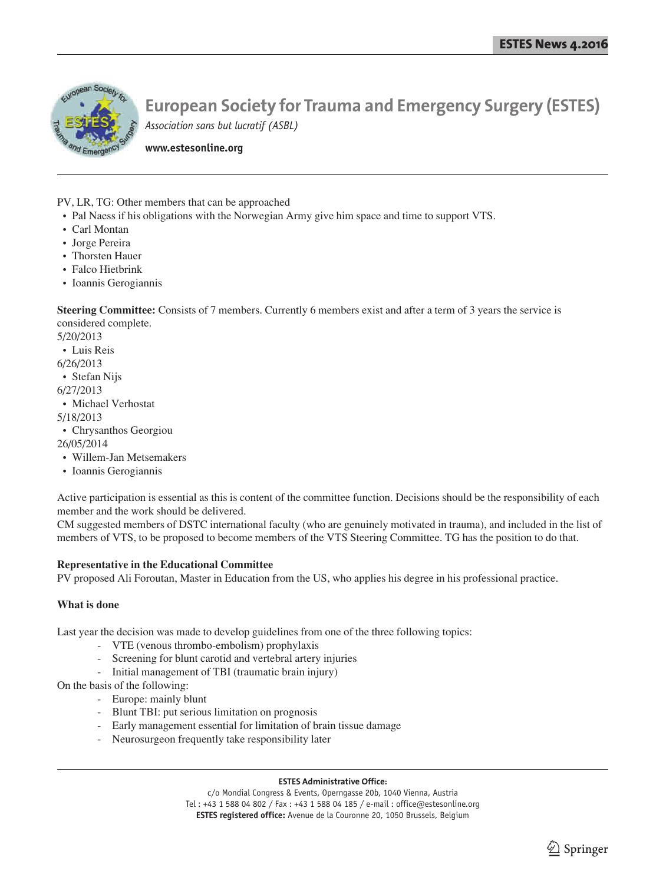PV, LR, TG: Other members that can be approached

- Pal Naess if his obligations with the Norwegian Army give him space and time to support VTS.
- Carl Montan
- Jorge Pereira
- Thorsten Hauer
- Falco Hietbrink
- Ioannis Gerogiannis

**Steering Committee:** Consists of 7 members. Currently 6 members exist and after a term of 3 years the service is considered complete.

5/20/2013

- Luis Reis

6/26/2013

- Stefan Nijs

6/27/2013

- Michael Verhostat

5/18/2013

- Chrysanthos Georgiou

26/05/2014

- Willem-Jan Metsemakers
- Ioannis Gerogiannis

Active participation is essential as this is content of the committee function. Decisions should be the responsibility of each member and the work should be delivered.

CM suggested members of DSTC international faculty (who are genuinely motivated in trauma), and included in the list of members of VTS, to be proposed to become members of the VTS Steering Committee. TG has the position to do that.

**Representative in the Educational Committee**

PV proposed Ali Foroutan, Master in Education from the US, who applies his degree in his professional practice.

**What is done**

Last year the decision was made to develop guidelines from one of the three following topics:

- VTE (venous thrombo-embolism) prophylaxis
- Screening for blunt carotid and vertebral artery injuries
- Initial management of TBI (traumatic brain injury)

On the basis of the following:

- Europe: mainly blunt
- Blunt TBI: put serious limitation on prognosis
- Early management essential for limitation of brain tissue damage
- Neurosurgeon frequently take responsibility later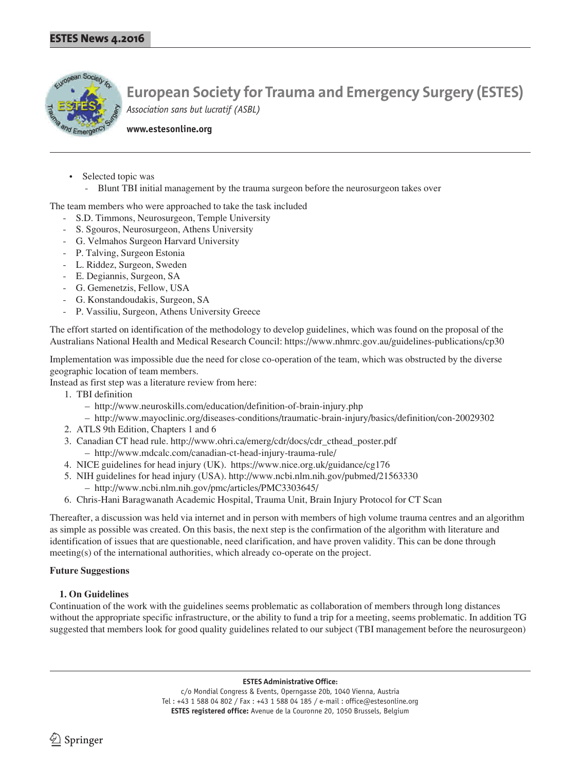- Selected topic was
  - Blunt TBI initial management by the trauma surgeon before the neurosurgeon takes over

The team members who were approached to take the task included

- S.D. Timmons, Neurosurgeon, Temple University
- S. Sgouros, Neurosurgeon, Athens University
- G. Velmahos Surgeon Harvard University
- P. Talving, Surgeon Estonia
- L. Riddez, Surgeon, Sweden
- E. Degiannis, Surgeon, SA
- G. Gemenetzis, Fellow, USA
- G. Konstandoudakis, Surgeon, SA
- P. Vassiliu, Surgeon, Athens University Greece

The effort started on identification of the methodology to develop guidelines, which was found on the proposal of the Australians National Health and Medical Research Council: https://www.nhmrc.gov.au/guidelines-publications/cp30

Implementation was impossible due the need for close co-operation of the team, which was obstructed by the diverse geographic location of team members.
Instead as first step was a literature review from here:

1. TBI definition
   - http://www.neuroskills.com/education/definition-of-brain-injury.php
   - http://www.mayoclinic.org/diseases-conditions/traumatic-brain-injury/basics/definition/con-20029302
2. ATLS 9th Edition, Chapters 1 and 6
3. Canadian CT head rule. http://www.ohri.ca/emerg/cdr/docs/cdr_cthead_poster.pdf
   - http://www.mdcalc.com/canadian-ct-head-injury-trauma-rule/
4. NICE guidelines for head injury (UK). https://www.nice.org.uk/guidance/cg176
5. NIH guidelines for head injury (USA). http://www.ncbi.nlm.nih.gov/pubmed/21563330
   - http://www.ncbi.nlm.nih.gov/pmc/articles/PMC3303645/
6. Chris-Hani Baragwanath Academic Hospital, Trauma Unit, Brain Injury Protocol for CT Scan

Thereafter, a discussion was held via internet and in person with members of high volume trauma centres and an algorithm as simple as possible was created. On this basis, the next step is the confirmation of the algorithm with literature and identification of issues that are questionable, need clarification, and have proven validity. This can be done through meeting(s) of the international authorities, which already co-operate on the project.

**Future Suggestions**

**1. On Guidelines**

Continuation of the work with the guidelines seems problematic as collaboration of members through long distances without the appropriate specific infrastructure, or the ability to fund a trip for a meeting, seems problematic. In addition TG suggested that members look for good quality guidelines related to our subject (TBI management before the neurosurgeon)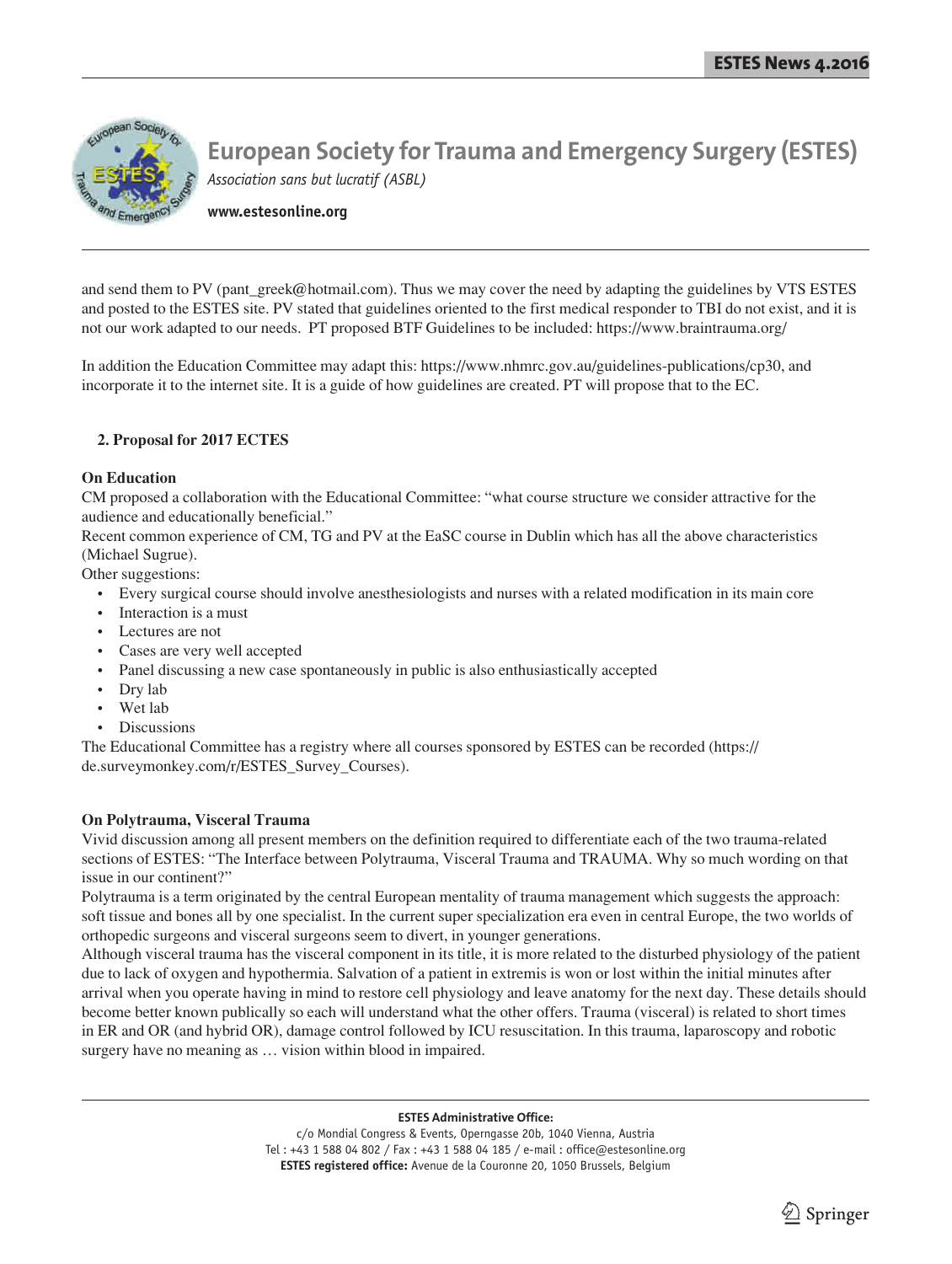and send them to PV (pant_greek@hotmail.com). Thus we may cover the need by adapting the guidelines by VTS ESTES and posted to the ESTES site. PV stated that guidelines oriented to the first medical responder to TBI do not exist, and it is not our work adapted to our needs. PT proposed BTF Guidelines to be included: https://www.braintrauma.org/

In addition the Education Committee may adapt this: https://www.nhmrc.gov.au/guidelines-publications/cp30, and incorporate it to the internet site. It is a guide of how guidelines are created. PT will propose that to the EC.

**2. Proposal for 2017 ECTES**

**On Education**

CM proposed a collaboration with the Educational Committee: "what course structure we consider attractive for the audience and educationally beneficial."
Recent common experience of CM, TG and PV at the EaSC course in Dublin which has all the above characteristics (Michael Sugrue).
Other suggestions:

- Every surgical course should involve anesthesiologists and nurses with a related modification in its main core
- Interaction is a must
- Lectures are not
- Cases are very well accepted
- Panel discussing a new case spontaneously in public is also enthusiastically accepted
- Dry lab
- Wet lab
- Discussions

The Educational Committee has a registry where all courses sponsored by ESTES can be recorded (https://de.surveymonkey.com/r/ESTES_Survey_Courses).

**On Polytrauma, Visceral Trauma**

Vivid discussion among all present members on the definition required to differentiate each of the two trauma-related sections of ESTES: "The Interface between Polytrauma, Visceral Trauma and TRAUMA. Why so much wording on that issue in our continent?"
Polytrauma is a term originated by the central European mentality of trauma management which suggests the approach: soft tissue and bones all by one specialist. In the current super specialization era even in central Europe, the two worlds of orthopedic surgeons and visceral surgeons seem to divert, in younger generations.
Although visceral trauma has the visceral component in its title, it is more related to the disturbed physiology of the patient due to lack of oxygen and hypothermia. Salvation of a patient in extremis is won or lost within the initial minutes after arrival when you operate having in mind to restore cell physiology and leave anatomy for the next day. These details should become better known publically so each will understand what the other offers. Trauma (visceral) is related to short times in ER and OR (and hybrid OR), damage control followed by ICU resuscitation. In this trauma, laparoscopy and robotic surgery have no meaning as … vision within blood in impaired.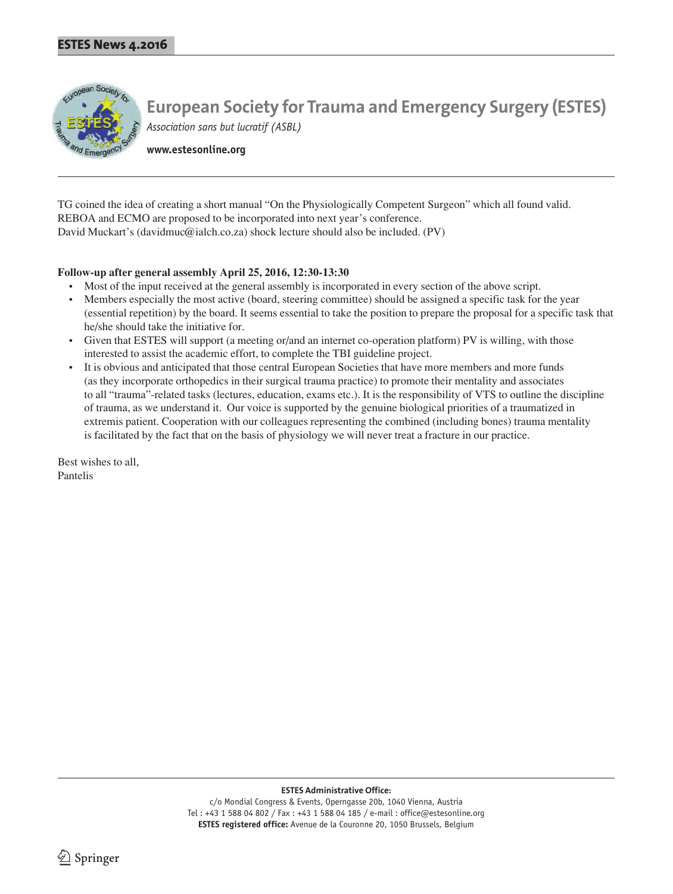TG coined the idea of creating a short manual "On the Physiologically Competent Surgeon" which all found valid.
REBOA and ECMO are proposed to be incorporated into next year's conference.
David Muckart's (davidmuc@ialch.co.za) shock lecture should also be included. (PV)

**Follow-up after general assembly April 25, 2016, 12:30-13:30**

- Most of the input received at the general assembly is incorporated in every section of the above script.
- Members especially the most active (board, steering committee) should be assigned a specific task for the year (essential repetition) by the board. It seems essential to take the position to prepare the proposal for a specific task that he/she should take the initiative for.
- Given that ESTES will support (a meeting or/and an internet co-operation platform) PV is willing, with those interested to assist the academic effort, to complete the TBI guideline project.
- It is obvious and anticipated that those central European Societies that have more members and more funds (as they incorporate orthopedics in their surgical trauma practice) to promote their mentality and associates to all "trauma"-related tasks (lectures, education, exams etc.). It is the responsibility of VTS to outline the discipline of trauma, as we understand it. Our voice is supported by the genuine biological priorities of a traumatized in extremis patient. Cooperation with our colleagues representing the combined (including bones) trauma mentality is facilitated by the fact that on the basis of physiology we will never treat a fracture in our practice.

Best wishes to all,
Pantelis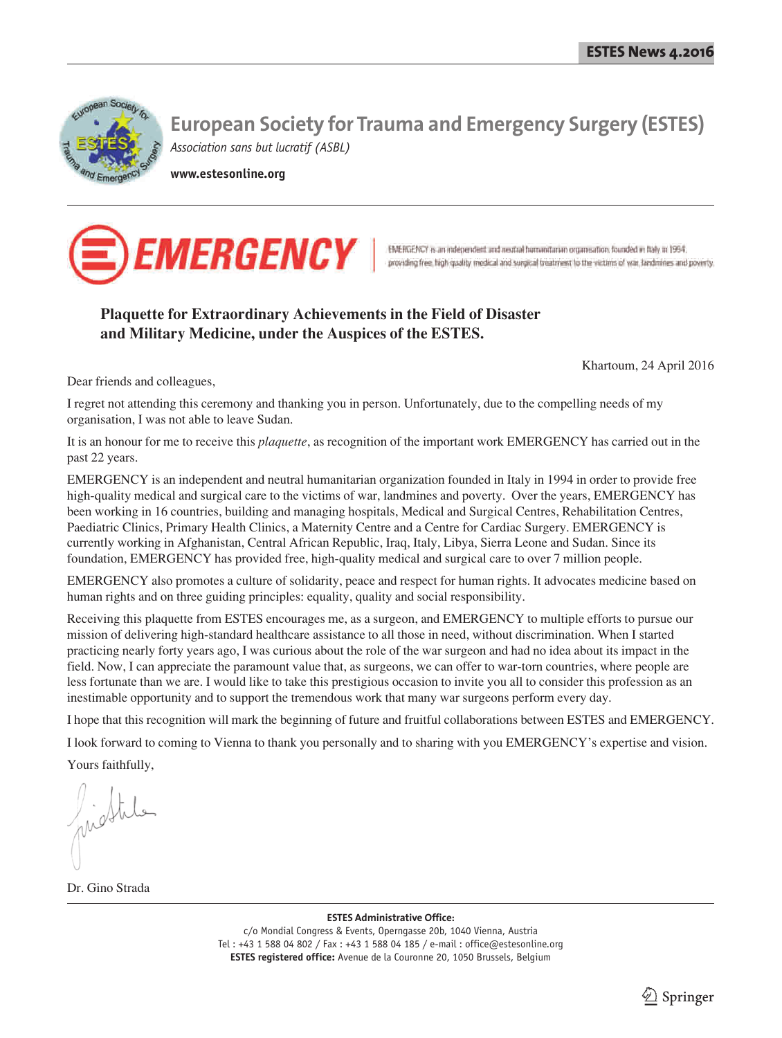# European Society for Trauma and Emergency Surgery (ESTES)

*Association sans but lucratif (ASBL)*

**www.estesonline.org**

EMERGENCY

EMERGENCY is an independent and neutral humanitarian organisation founded in Italy in 1994, providing free, high quality medical and surgical treatment to the victims of war, landmines and poverty.

## Plaquette for Extraordinary Achievements in the Field of Disaster and Military Medicine, under the Auspices of the ESTES.

Khartoum, 24 April 2016

Dear friends and colleagues,

I regret not attending this ceremony and thanking you in person. Unfortunately, due to the compelling needs of my organisation, I was not able to leave Sudan.

It is an honour for me to receive this *plaquette*, as recognition of the important work EMERGENCY has carried out in the past 22 years.

EMERGENCY is an independent and neutral humanitarian organization founded in Italy in 1994 in order to provide free high-quality medical and surgical care to the victims of war, landmines and poverty. Over the years, EMERGENCY has been working in 16 countries, building and managing hospitals, Medical and Surgical Centres, Rehabilitation Centres, Paediatric Clinics, Primary Health Clinics, a Maternity Centre and a Centre for Cardiac Surgery. EMERGENCY is currently working in Afghanistan, Central African Republic, Iraq, Italy, Libya, Sierra Leone and Sudan. Since its foundation, EMERGENCY has provided free, high-quality medical and surgical care to over 7 million people.

EMERGENCY also promotes a culture of solidarity, peace and respect for human rights. It advocates medicine based on human rights and on three guiding principles: equality, quality and social responsibility.

Receiving this plaquette from ESTES encourages me, as a surgeon, and EMERGENCY to multiple efforts to pursue our mission of delivering high-standard healthcare assistance to all those in need, without discrimination. When I started practicing nearly forty years ago, I was curious about the role of the war surgeon and had no idea about its impact in the field. Now, I can appreciate the paramount value that, as surgeons, we can offer to war-torn countries, where people are less fortunate than we are. I would like to take this prestigious occasion to invite you all to consider this profession as an inestimable opportunity and to support the tremendous work that many war surgeons perform every day.

I hope that this recognition will mark the beginning of future and fruitful collaborations between ESTES and EMERGENCY.

I look forward to coming to Vienna to thank you personally and to sharing with you EMERGENCY's expertise and vision.

Yours faithfully,

Dr. Gino Strada

**ESTES Administrative Office:**
c/o Mondial Congress & Events, Operngasse 20b, 1040 Vienna, Austria
Tel : +43 1 588 04 802 / Fax : +43 1 588 04 185 / e-mail : office@estesonline.org
**ESTES registered office:** Avenue de la Couronne 20, 1050 Brussels, Belgium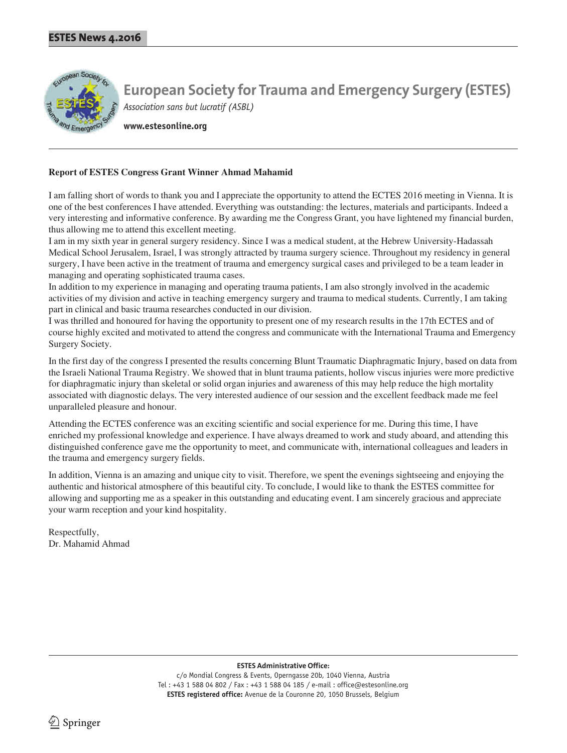# European Society for Trauma and Emergency Surgery (ESTES)

*Association sans but lucratif (ASBL)*

**www.estesonline.org**

## Report of ESTES Congress Grant Winner Ahmad Mahamid

I am falling short of words to thank you and I appreciate the opportunity to attend the ECTES 2016 meeting in Vienna. It is one of the best conferences I have attended. Everything was outstanding: the lectures, materials and participants. Indeed a very interesting and informative conference. By awarding me the Congress Grant, you have lightened my financial burden, thus allowing me to attend this excellent meeting.

I am in my sixth year in general surgery residency. Since I was a medical student, at the Hebrew University-Hadassah Medical School Jerusalem, Israel, I was strongly attracted by trauma surgery science. Throughout my residency in general surgery, I have been active in the treatment of trauma and emergency surgical cases and privileged to be a team leader in managing and operating sophisticated trauma cases.

In addition to my experience in managing and operating trauma patients, I am also strongly involved in the academic activities of my division and active in teaching emergency surgery and trauma to medical students. Currently, I am taking part in clinical and basic trauma researches conducted in our division.

I was thrilled and honoured for having the opportunity to present one of my research results in the 17th ECTES and of course highly excited and motivated to attend the congress and communicate with the International Trauma and Emergency Surgery Society.

In the first day of the congress I presented the results concerning Blunt Traumatic Diaphragmatic Injury, based on data from the Israeli National Trauma Registry. We showed that in blunt trauma patients, hollow viscus injuries were more predictive for diaphragmatic injury than skeletal or solid organ injuries and awareness of this may help reduce the high mortality associated with diagnostic delays. The very interested audience of our session and the excellent feedback made me feel unparalleled pleasure and honour.

Attending the ECTES conference was an exciting scientific and social experience for me. During this time, I have enriched my professional knowledge and experience. I have always dreamed to work and study aboard, and attending this distinguished conference gave me the opportunity to meet, and communicate with, international colleagues and leaders in the trauma and emergency surgery fields.

In addition, Vienna is an amazing and unique city to visit. Therefore, we spent the evenings sightseeing and enjoying the authentic and historical atmosphere of this beautiful city. To conclude, I would like to thank the ESTES committee for allowing and supporting me as a speaker in this outstanding and educating event. I am sincerely gracious and appreciate your warm reception and your kind hospitality.

Respectfully,
Dr. Mahamid Ahmad

**ESTES Administrative Office:**
c/o Mondial Congress & Events, Operngasse 20b, 1040 Vienna, Austria
Tel : +43 1 588 04 802 / Fax : +43 1 588 04 185 / e-mail : office@estesonline.org
**ESTES registered office:** Avenue de la Couronne 20, 1050 Brussels, Belgium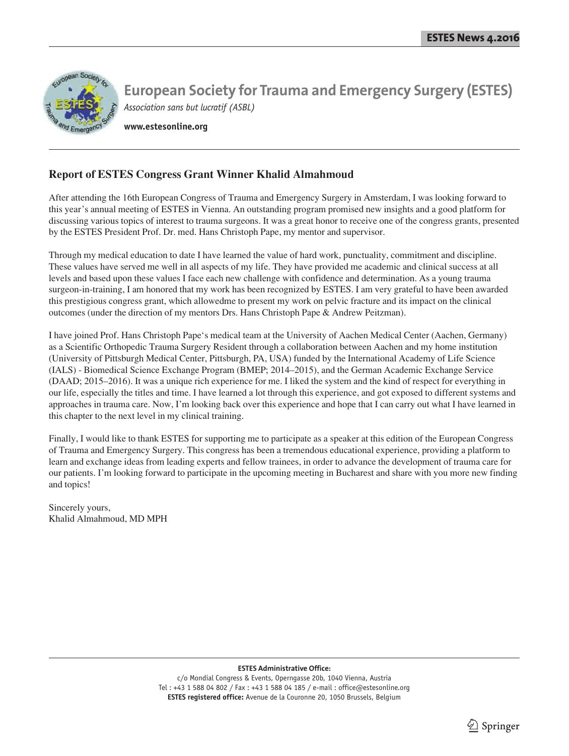# European Society for Trauma and Emergency Surgery (ESTES)

*Association sans but lucratif (ASBL)*

**www.estesonline.org**

## Report of ESTES Congress Grant Winner Khalid Almahmoud

After attending the 16th European Congress of Trauma and Emergency Surgery in Amsterdam, I was looking forward to this year's annual meeting of ESTES in Vienna. An outstanding program promised new insights and a good platform for discussing various topics of interest to trauma surgeons. It was a great honor to receive one of the congress grants, presented by the ESTES President Prof. Dr. med. Hans Christoph Pape, my mentor and supervisor.

Through my medical education to date I have learned the value of hard work, punctuality, commitment and discipline. These values have served me well in all aspects of my life. They have provided me academic and clinical success at all levels and based upon these values I face each new challenge with confidence and determination. As a young trauma surgeon-in-training, I am honored that my work has been recognized by ESTES. I am very grateful to have been awarded this prestigious congress grant, which allowedme to present my work on pelvic fracture and its impact on the clinical outcomes (under the direction of my mentors Drs. Hans Christoph Pape & Andrew Peitzman).

I have joined Prof. Hans Christoph Pape's medical team at the University of Aachen Medical Center (Aachen, Germany) as a Scientific Orthopedic Trauma Surgery Resident through a collaboration between Aachen and my home institution (University of Pittsburgh Medical Center, Pittsburgh, PA, USA) funded by the International Academy of Life Science (IALS) - Biomedical Science Exchange Program (BMEP; 2014–2015), and the German Academic Exchange Service (DAAD; 2015–2016). It was a unique rich experience for me. I liked the system and the kind of respect for everything in our life, especially the titles and time. I have learned a lot through this experience, and got exposed to different systems and approaches in trauma care. Now, I'm looking back over this experience and hope that I can carry out what I have learned in this chapter to the next level in my clinical training.

Finally, I would like to thank ESTES for supporting me to participate as a speaker at this edition of the European Congress of Trauma and Emergency Surgery. This congress has been a tremendous educational experience, providing a platform to learn and exchange ideas from leading experts and fellow trainees, in order to advance the development of trauma care for our patients. I'm looking forward to participate in the upcoming meeting in Bucharest and share with you more new finding and topics!

Sincerely yours,
Khalid Almahmoud, MD MPH

**ESTES Administrative Office:**
c/o Mondial Congress & Events, Operngasse 20b, 1040 Vienna, Austria
Tel : +43 1 588 04 802 / Fax : +43 1 588 04 185 / e-mail : office@estesonline.org
**ESTES registered office:** Avenue de la Couronne 20, 1050 Brussels, Belgium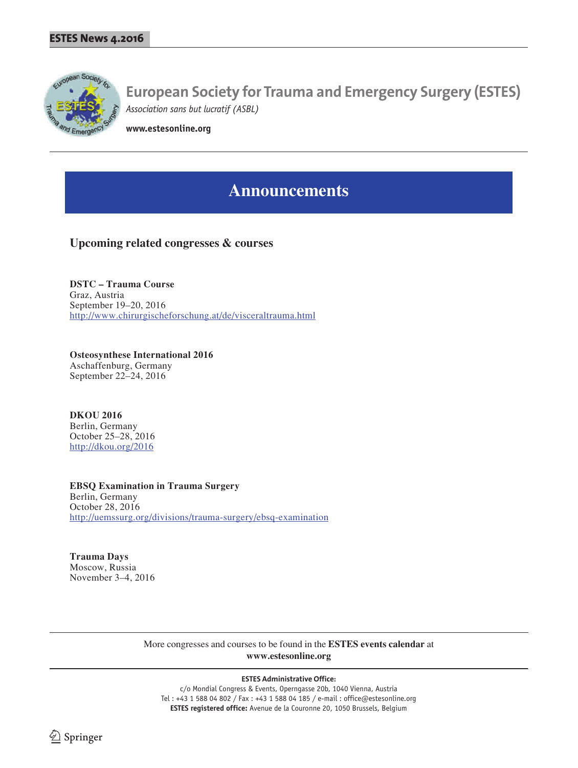# European Society for Trauma and Emergency Surgery (ESTES)

*Association sans but lucratif (ASBL)*

**www.estesonline.org**

## Announcements

### Upcoming related congresses & courses

**DSTC – Trauma Course**
Graz, Austria
September 19–20, 2016
http://www.chirurgischeforschung.at/de/visceraltrauma.html

**Osteosynthese International 2016**
Aschaffenburg, Germany
September 22–24, 2016

**DKOU 2016**
Berlin, Germany
October 25–28, 2016
http://dkou.org/2016

**EBSQ Examination in Trauma Surgery**
Berlin, Germany
October 28, 2016
http://uemssurg.org/divisions/trauma-surgery/ebsq-examination

**Trauma Days**
Moscow, Russia
November 3–4, 2016

More congresses and courses to be found in the **ESTES events calendar** at
**www.estesonline.org**

**ESTES Administrative Office:**
c/o Mondial Congress & Events, Operngasse 20b, 1040 Vienna, Austria
Tel : +43 1 588 04 802 / Fax : +43 1 588 04 185 / e-mail : office@estesonline.org
**ESTES registered office:** Avenue de la Couronne 20, 1050 Brussels, Belgium